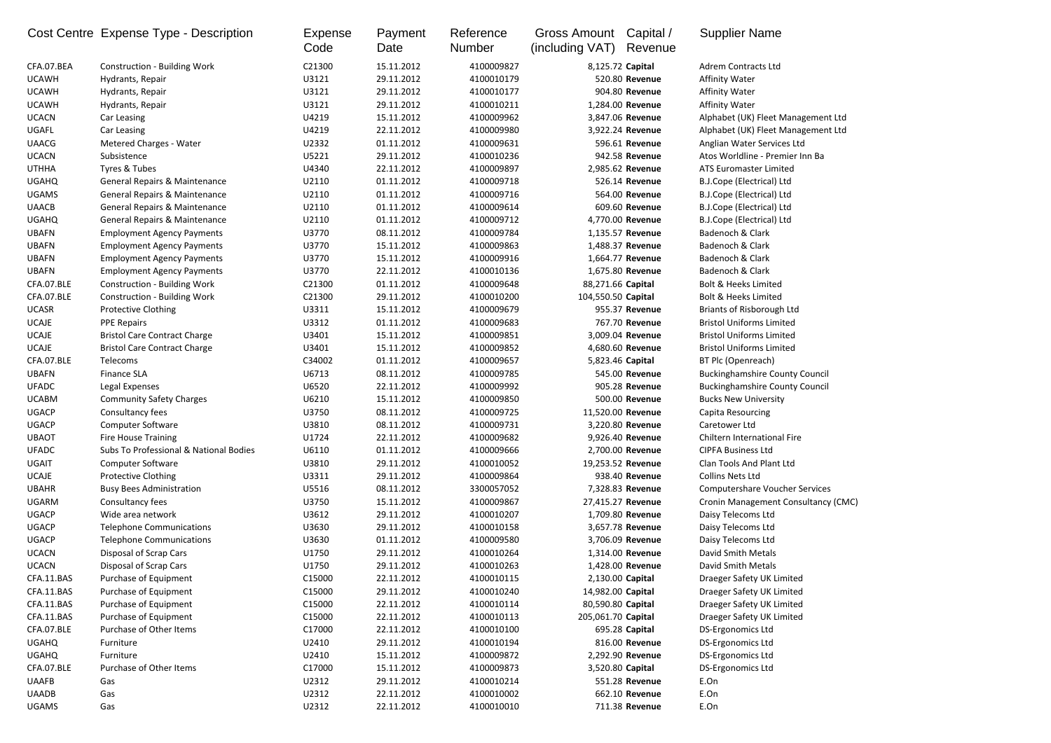| Cost Centre | Expense Type - Description | Expense Code | Payment Date | Reference Number | Gross Amount (including VAT) | Capital / Revenue | Supplier Name |
|---|---|---|---|---|---|---|---|
| CFA.07.BEA | Construction - Building Work | C21300 | 15.11.2012 | 4100009827 | 8,125.72 | Capital | Adrem Contracts Ltd |
| UCAWH | Hydrants, Repair | U3121 | 29.11.2012 | 4100010179 | 520.80 | Revenue | Affinity Water |
| UCAWH | Hydrants, Repair | U3121 | 29.11.2012 | 4100010177 | 904.80 | Revenue | Affinity Water |
| UCAWH | Hydrants, Repair | U3121 | 29.11.2012 | 4100010211 | 1,284.00 | Revenue | Affinity Water |
| UCACN | Car Leasing | U4219 | 15.11.2012 | 4100009962 | 3,847.06 | Revenue | Alphabet (UK) Fleet Management Ltd |
| UGAFL | Car Leasing | U4219 | 22.11.2012 | 4100009980 | 3,922.24 | Revenue | Alphabet (UK) Fleet Management Ltd |
| UAACG | Metered Charges - Water | U2332 | 01.11.2012 | 4100009631 | 596.61 | Revenue | Anglian Water Services Ltd |
| UCACN | Subsistence | U5221 | 29.11.2012 | 4100010236 | 942.58 | Revenue | Atos Worldline - Premier Inn Ba |
| UTHHA | Tyres & Tubes | U4340 | 22.11.2012 | 4100009897 | 2,985.62 | Revenue | ATS Euromaster Limited |
| UGAHQ | General Repairs & Maintenance | U2110 | 01.11.2012 | 4100009718 | 526.14 | Revenue | B.J.Cope (Electrical) Ltd |
| UGAMS | General Repairs & Maintenance | U2110 | 01.11.2012 | 4100009716 | 564.00 | Revenue | B.J.Cope (Electrical) Ltd |
| UAACB | General Repairs & Maintenance | U2110 | 01.11.2012 | 4100009614 | 609.60 | Revenue | B.J.Cope (Electrical) Ltd |
| UGAHQ | General Repairs & Maintenance | U2110 | 01.11.2012 | 4100009712 | 4,770.00 | Revenue | B.J.Cope (Electrical) Ltd |
| UBAFN | Employment Agency Payments | U3770 | 08.11.2012 | 4100009784 | 1,135.57 | Revenue | Badenoch & Clark |
| UBAFN | Employment Agency Payments | U3770 | 15.11.2012 | 4100009863 | 1,488.37 | Revenue | Badenoch & Clark |
| UBAFN | Employment Agency Payments | U3770 | 15.11.2012 | 4100009916 | 1,664.77 | Revenue | Badenoch & Clark |
| UBAFN | Employment Agency Payments | U3770 | 22.11.2012 | 4100010136 | 1,675.80 | Revenue | Badenoch & Clark |
| CFA.07.BLE | Construction - Building Work | C21300 | 01.11.2012 | 4100009648 | 88,271.66 | Capital | Bolt & Heeks Limited |
| CFA.07.BLE | Construction - Building Work | C21300 | 29.11.2012 | 4100010200 | 104,550.50 | Capital | Bolt & Heeks Limited |
| UCASR | Protective Clothing | U3311 | 15.11.2012 | 4100009679 | 955.37 | Revenue | Briants of Risborough Ltd |
| UCAJE | PPE Repairs | U3312 | 01.11.2012 | 4100009683 | 767.70 | Revenue | Bristol Uniforms Limited |
| UCAJE | Bristol Care Contract Charge | U3401 | 15.11.2012 | 4100009851 | 3,009.04 | Revenue | Bristol Uniforms Limited |
| UCAJE | Bristol Care Contract Charge | U3401 | 15.11.2012 | 4100009852 | 4,680.60 | Revenue | Bristol Uniforms Limited |
| CFA.07.BLE | Telecoms | C34002 | 01.11.2012 | 4100009657 | 5,823.46 | Capital | BT Plc (Openreach) |
| UBAFN | Finance SLA | U6713 | 08.11.2012 | 4100009785 | 545.00 | Revenue | Buckinghamshire County Council |
| UFADC | Legal Expenses | U6520 | 22.11.2012 | 4100009992 | 905.28 | Revenue | Buckinghamshire County Council |
| UCABM | Community Safety Charges | U6210 | 15.11.2012 | 4100009850 | 500.00 | Revenue | Bucks New University |
| UGACP | Consultancy fees | U3750 | 08.11.2012 | 4100009725 | 11,520.00 | Revenue | Capita Resourcing |
| UGACP | Computer Software | U3810 | 08.11.2012 | 4100009731 | 3,220.80 | Revenue | Caretower Ltd |
| UBAOT | Fire House Training | U1724 | 22.11.2012 | 4100009682 | 9,926.40 | Revenue | Chiltern International Fire |
| UFADC | Subs To Professional & National Bodies | U6110 | 01.11.2012 | 4100009666 | 2,700.00 | Revenue | CIPFA Business Ltd |
| UGAIT | Computer Software | U3810 | 29.11.2012 | 4100010052 | 19,253.52 | Revenue | Clan Tools And Plant Ltd |
| UCAJE | Protective Clothing | U3311 | 29.11.2012 | 4100009864 | 938.40 | Revenue | Collins Nets Ltd |
| UBAHR | Busy Bees Administration | U5516 | 08.11.2012 | 3300057052 | 7,328.83 | Revenue | Computershare Voucher Services |
| UGARM | Consultancy fees | U3750 | 15.11.2012 | 4100009867 | 27,415.27 | Revenue | Cronin Management Consultancy (CMC) |
| UGACP | Wide area network | U3612 | 29.11.2012 | 4100010207 | 1,709.80 | Revenue | Daisy Telecoms Ltd |
| UGACP | Telephone Communications | U3630 | 29.11.2012 | 4100010158 | 3,657.78 | Revenue | Daisy Telecoms Ltd |
| UGACP | Telephone Communications | U3630 | 01.11.2012 | 4100009580 | 3,706.09 | Revenue | Daisy Telecoms Ltd |
| UCACN | Disposal of Scrap Cars | U1750 | 29.11.2012 | 4100010264 | 1,314.00 | Revenue | David Smith Metals |
| UCACN | Disposal of Scrap Cars | U1750 | 29.11.2012 | 4100010263 | 1,428.00 | Revenue | David Smith Metals |
| CFA.11.BAS | Purchase of Equipment | C15000 | 22.11.2012 | 4100010115 | 2,130.00 | Capital | Draeger Safety UK Limited |
| CFA.11.BAS | Purchase of Equipment | C15000 | 29.11.2012 | 4100010240 | 14,982.00 | Capital | Draeger Safety UK Limited |
| CFA.11.BAS | Purchase of Equipment | C15000 | 22.11.2012 | 4100010114 | 80,590.80 | Capital | Draeger Safety UK Limited |
| CFA.11.BAS | Purchase of Equipment | C15000 | 22.11.2012 | 4100010113 | 205,061.70 | Capital | Draeger Safety UK Limited |
| CFA.07.BLE | Purchase of Other Items | C17000 | 22.11.2012 | 4100010100 | 695.28 | Capital | DS-Ergonomics Ltd |
| UGAHQ | Furniture | U2410 | 29.11.2012 | 4100010194 | 816.00 | Revenue | DS-Ergonomics Ltd |
| UGAHQ | Furniture | U2410 | 15.11.2012 | 4100009872 | 2,292.90 | Revenue | DS-Ergonomics Ltd |
| CFA.07.BLE | Purchase of Other Items | C17000 | 15.11.2012 | 4100009873 | 3,520.80 | Capital | DS-Ergonomics Ltd |
| UAAFB | Gas | U2312 | 29.11.2012 | 4100010214 | 551.28 | Revenue | E.On |
| UAADB | Gas | U2312 | 22.11.2012 | 4100010002 | 662.10 | Revenue | E.On |
| UGAMS | Gas | U2312 | 22.11.2012 | 4100010010 | 711.38 | Revenue | E.On |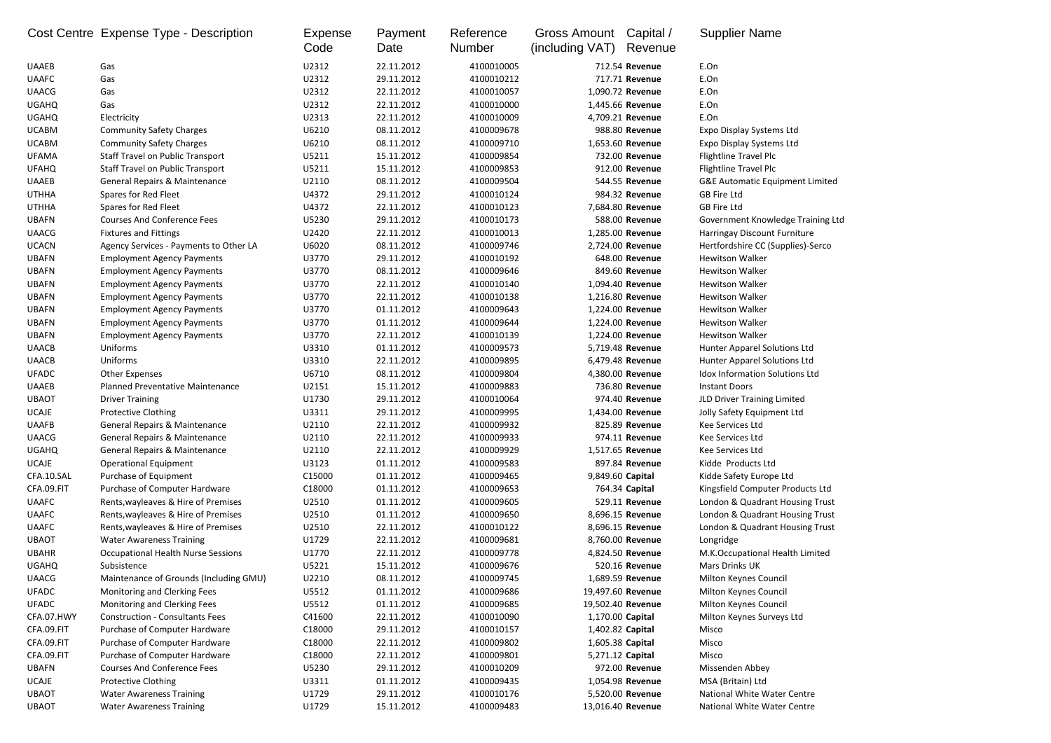| Cost Centre | Expense Type - Description | Expense Code | Payment Date | Reference Number | Gross Amount (including VAT) | Capital / Revenue | Supplier Name |
|---|---|---|---|---|---|---|---|
| UAAEB | Gas | U2312 | 22.11.2012 | 4100010005 | 712.54 | Revenue | E.On |
| UAAFC | Gas | U2312 | 29.11.2012 | 4100010212 | 717.71 | Revenue | E.On |
| UAACG | Gas | U2312 | 22.11.2012 | 4100010057 | 1,090.72 | Revenue | E.On |
| UGAHQ | Gas | U2312 | 22.11.2012 | 4100010000 | 1,445.66 | Revenue | E.On |
| UGAHQ | Electricity | U2313 | 22.11.2012 | 4100010009 | 4,709.21 | Revenue | E.On |
| UCABM | Community Safety Charges | U6210 | 08.11.2012 | 4100009678 | 988.80 | Revenue | Expo Display Systems Ltd |
| UCABM | Community Safety Charges | U6210 | 08.11.2012 | 4100009710 | 1,653.60 | Revenue | Expo Display Systems Ltd |
| UFAMA | Staff Travel on Public Transport | U5211 | 15.11.2012 | 4100009854 | 732.00 | Revenue | Flightline Travel Plc |
| UFAHQ | Staff Travel on Public Transport | U5211 | 15.11.2012 | 4100009853 | 912.00 | Revenue | Flightline Travel Plc |
| UAAEB | General Repairs & Maintenance | U2110 | 08.11.2012 | 4100009504 | 544.55 | Revenue | G&E Automatic Equipment Limited |
| UTHHA | Spares for Red Fleet | U4372 | 29.11.2012 | 4100010124 | 984.32 | Revenue | GB Fire Ltd |
| UTHHA | Spares for Red Fleet | U4372 | 22.11.2012 | 4100010123 | 7,684.80 | Revenue | GB Fire Ltd |
| UBAFN | Courses And Conference Fees | U5230 | 29.11.2012 | 4100010173 | 588.00 | Revenue | Government Knowledge Training Ltd |
| UAACG | Fixtures and Fittings | U2420 | 22.11.2012 | 4100010013 | 1,285.00 | Revenue | Harringay Discount Furniture |
| UCACN | Agency Services - Payments to Other LA | U6020 | 08.11.2012 | 4100009746 | 2,724.00 | Revenue | Hertfordshire CC (Supplies)-Serco |
| UBAFN | Employment Agency Payments | U3770 | 29.11.2012 | 4100010192 | 648.00 | Revenue | Hewitson Walker |
| UBAFN | Employment Agency Payments | U3770 | 08.11.2012 | 4100009646 | 849.60 | Revenue | Hewitson Walker |
| UBAFN | Employment Agency Payments | U3770 | 22.11.2012 | 4100010140 | 1,094.40 | Revenue | Hewitson Walker |
| UBAFN | Employment Agency Payments | U3770 | 22.11.2012 | 4100010138 | 1,216.80 | Revenue | Hewitson Walker |
| UBAFN | Employment Agency Payments | U3770 | 01.11.2012 | 4100009643 | 1,224.00 | Revenue | Hewitson Walker |
| UBAFN | Employment Agency Payments | U3770 | 01.11.2012 | 4100009644 | 1,224.00 | Revenue | Hewitson Walker |
| UBAFN | Employment Agency Payments | U3770 | 22.11.2012 | 4100010139 | 1,224.00 | Revenue | Hewitson Walker |
| UAACB | Uniforms | U3310 | 01.11.2012 | 4100009573 | 5,719.48 | Revenue | Hunter Apparel Solutions Ltd |
| UAACB | Uniforms | U3310 | 22.11.2012 | 4100009895 | 6,479.48 | Revenue | Hunter Apparel Solutions Ltd |
| UFADC | Other Expenses | U6710 | 08.11.2012 | 4100009804 | 4,380.00 | Revenue | Idox Information Solutions Ltd |
| UAAEB | Planned Preventative Maintenance | U2151 | 15.11.2012 | 4100009883 | 736.80 | Revenue | Instant Doors |
| UBAOT | Driver Training | U1730 | 29.11.2012 | 4100010064 | 974.40 | Revenue | JLD Driver Training Limited |
| UCAJE | Protective Clothing | U3311 | 29.11.2012 | 4100009995 | 1,434.00 | Revenue | Jolly Safety Equipment Ltd |
| UAAFB | General Repairs & Maintenance | U2110 | 22.11.2012 | 4100009932 | 825.89 | Revenue | Kee Services Ltd |
| UAACG | General Repairs & Maintenance | U2110 | 22.11.2012 | 4100009933 | 974.11 | Revenue | Kee Services Ltd |
| UGAHQ | General Repairs & Maintenance | U2110 | 22.11.2012 | 4100009929 | 1,517.65 | Revenue | Kee Services Ltd |
| UCAJE | Operational Equipment | U3123 | 01.11.2012 | 4100009583 | 897.84 | Revenue | Kidde Products Ltd |
| CFA.10.SAL | Purchase of Equipment | C15000 | 01.11.2012 | 4100009465 | 9,849.60 | Capital | Kidde Safety Europe Ltd |
| CFA.09.FIT | Purchase of Computer Hardware | C18000 | 01.11.2012 | 4100009653 | 764.34 | Capital | Kingsfield Computer Products Ltd |
| UAAFC | Rents,wayleaves & Hire of Premises | U2510 | 01.11.2012 | 4100009605 | 529.11 | Revenue | London & Quadrant Housing Trust |
| UAAFC | Rents,wayleaves & Hire of Premises | U2510 | 01.11.2012 | 4100009650 | 8,696.15 | Revenue | London & Quadrant Housing Trust |
| UAAFC | Rents,wayleaves & Hire of Premises | U2510 | 22.11.2012 | 4100010122 | 8,696.15 | Revenue | London & Quadrant Housing Trust |
| UBAOT | Water Awareness Training | U1729 | 22.11.2012 | 4100009681 | 8,760.00 | Revenue | Longridge |
| UBAHR | Occupational Health Nurse Sessions | U1770 | 22.11.2012 | 4100009778 | 4,824.50 | Revenue | M.K.Occupational Health Limited |
| UGAHQ | Subsistence | U5221 | 15.11.2012 | 4100009676 | 520.16 | Revenue | Mars Drinks UK |
| UAACG | Maintenance of Grounds (Including GMU) | U2210 | 08.11.2012 | 4100009745 | 1,689.59 | Revenue | Milton Keynes Council |
| UFADC | Monitoring and Clerking Fees | U5512 | 01.11.2012 | 4100009686 | 19,497.60 | Revenue | Milton Keynes Council |
| UFADC | Monitoring and Clerking Fees | U5512 | 01.11.2012 | 4100009685 | 19,502.40 | Revenue | Milton Keynes Council |
| CFA.07.HWY | Construction - Consultants Fees | C41600 | 22.11.2012 | 4100010090 | 1,170.00 | Capital | Milton Keynes Surveys Ltd |
| CFA.09.FIT | Purchase of Computer Hardware | C18000 | 29.11.2012 | 4100010157 | 1,402.82 | Capital | Misco |
| CFA.09.FIT | Purchase of Computer Hardware | C18000 | 22.11.2012 | 4100009802 | 1,605.38 | Capital | Misco |
| CFA.09.FIT | Purchase of Computer Hardware | C18000 | 22.11.2012 | 4100009801 | 5,271.12 | Capital | Misco |
| UBAFN | Courses And Conference Fees | U5230 | 29.11.2012 | 4100010209 | 972.00 | Revenue | Missenden Abbey |
| UCAJE | Protective Clothing | U3311 | 01.11.2012 | 4100009435 | 1,054.98 | Revenue | MSA (Britain) Ltd |
| UBAOT | Water Awareness Training | U1729 | 29.11.2012 | 4100010176 | 5,520.00 | Revenue | National White Water Centre |
| UBAOT | Water Awareness Training | U1729 | 15.11.2012 | 4100009483 | 13,016.40 | Revenue | National White Water Centre |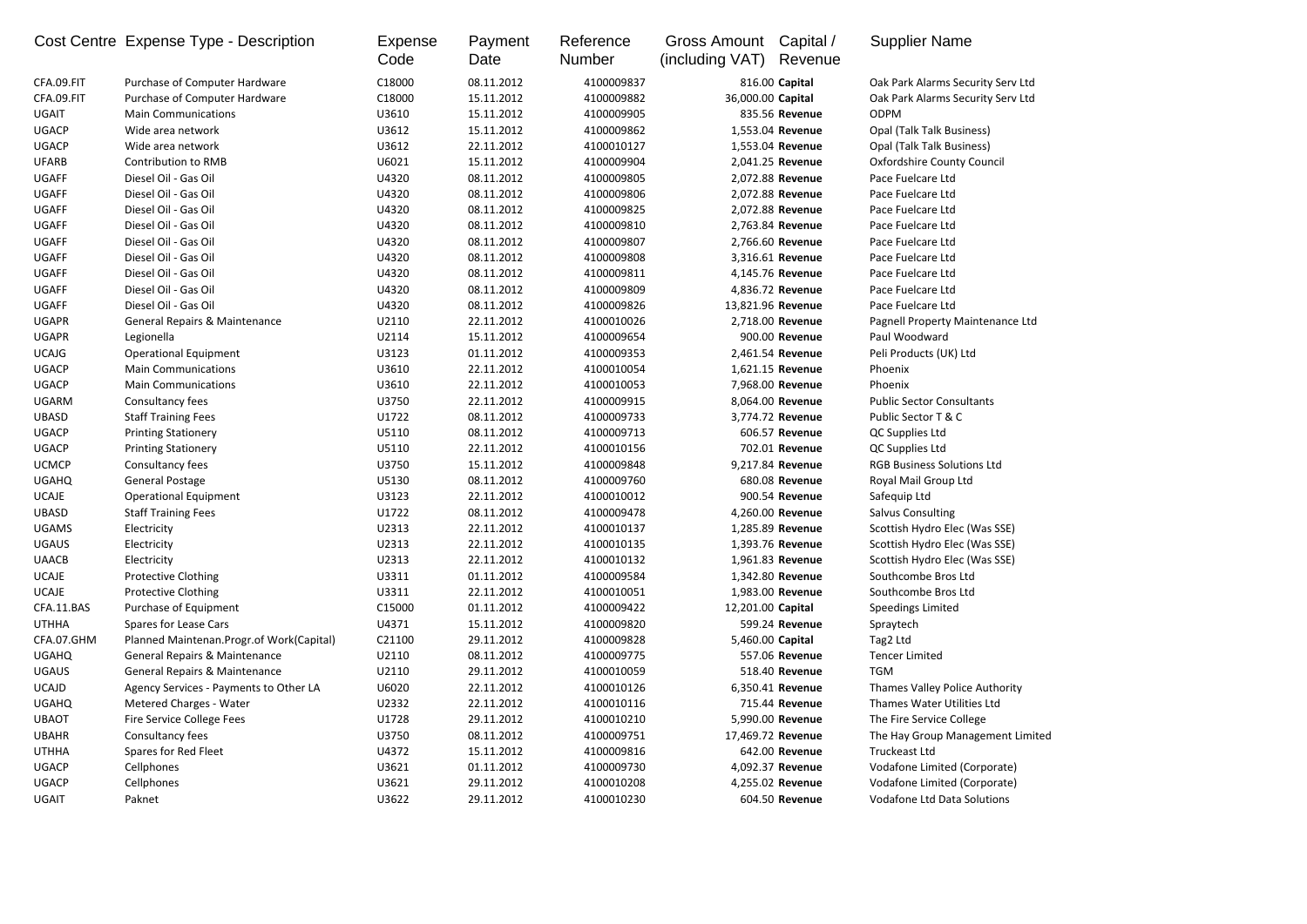| Cost Centre | Expense Type - Description | Expense Code | Payment Date | Reference Number | Gross Amount (including VAT) | Capital / Revenue | Supplier Name |
|---|---|---|---|---|---|---|---|
| CFA.09.FIT | Purchase of Computer Hardware | C18000 | 08.11.2012 | 4100009837 | 816.00 | **Capital** | Oak Park Alarms Security Serv Ltd |
| CFA.09.FIT | Purchase of Computer Hardware | C18000 | 15.11.2012 | 4100009882 | 36,000.00 | **Capital** | Oak Park Alarms Security Serv Ltd |
| UGAIT | Main Communications | U3610 | 15.11.2012 | 4100009905 | 835.56 | **Revenue** | ODPM |
| UGACP | Wide area network | U3612 | 15.11.2012 | 4100009862 | 1,553.04 | **Revenue** | Opal (Talk Talk Business) |
| UGACP | Wide area network | U3612 | 22.11.2012 | 4100010127 | 1,553.04 | **Revenue** | Opal (Talk Talk Business) |
| UFARB | Contribution to RMB | U6021 | 15.11.2012 | 4100009904 | 2,041.25 | **Revenue** | Oxfordshire County Council |
| UGAFF | Diesel Oil - Gas Oil | U4320 | 08.11.2012 | 4100009805 | 2,072.88 | **Revenue** | Pace Fuelcare Ltd |
| UGAFF | Diesel Oil - Gas Oil | U4320 | 08.11.2012 | 4100009806 | 2,072.88 | **Revenue** | Pace Fuelcare Ltd |
| UGAFF | Diesel Oil - Gas Oil | U4320 | 08.11.2012 | 4100009825 | 2,072.88 | **Revenue** | Pace Fuelcare Ltd |
| UGAFF | Diesel Oil - Gas Oil | U4320 | 08.11.2012 | 4100009810 | 2,763.84 | **Revenue** | Pace Fuelcare Ltd |
| UGAFF | Diesel Oil - Gas Oil | U4320 | 08.11.2012 | 4100009807 | 2,766.60 | **Revenue** | Pace Fuelcare Ltd |
| UGAFF | Diesel Oil - Gas Oil | U4320 | 08.11.2012 | 4100009808 | 3,316.61 | **Revenue** | Pace Fuelcare Ltd |
| UGAFF | Diesel Oil - Gas Oil | U4320 | 08.11.2012 | 4100009811 | 4,145.76 | **Revenue** | Pace Fuelcare Ltd |
| UGAFF | Diesel Oil - Gas Oil | U4320 | 08.11.2012 | 4100009809 | 4,836.72 | **Revenue** | Pace Fuelcare Ltd |
| UGAFF | Diesel Oil - Gas Oil | U4320 | 08.11.2012 | 4100009826 | 13,821.96 | **Revenue** | Pace Fuelcare Ltd |
| UGAPR | General Repairs & Maintenance | U2110 | 22.11.2012 | 4100010026 | 2,718.00 | **Revenue** | Pagnell Property Maintenance Ltd |
| UGAPR | Legionella | U2114 | 15.11.2012 | 4100009654 | 900.00 | **Revenue** | Paul Woodward |
| UCAJG | Operational Equipment | U3123 | 01.11.2012 | 4100009353 | 2,461.54 | **Revenue** | Peli Products (UK) Ltd |
| UGACP | Main Communications | U3610 | 22.11.2012 | 4100010054 | 1,621.15 | **Revenue** | Phoenix |
| UGACP | Main Communications | U3610 | 22.11.2012 | 4100010053 | 7,968.00 | **Revenue** | Phoenix |
| UGARM | Consultancy fees | U3750 | 22.11.2012 | 4100009915 | 8,064.00 | **Revenue** | Public Sector Consultants |
| UBASD | Staff Training Fees | U1722 | 08.11.2012 | 4100009733 | 3,774.72 | **Revenue** | Public Sector T & C |
| UGACP | Printing Stationery | U5110 | 08.11.2012 | 4100009713 | 606.57 | **Revenue** | QC Supplies Ltd |
| UGACP | Printing Stationery | U5110 | 22.11.2012 | 4100010156 | 702.01 | **Revenue** | QC Supplies Ltd |
| UCMCP | Consultancy fees | U3750 | 15.11.2012 | 4100009848 | 9,217.84 | **Revenue** | RGB Business Solutions Ltd |
| UGAHQ | General Postage | U5130 | 08.11.2012 | 4100009760 | 680.08 | **Revenue** | Royal Mail Group Ltd |
| UCAJE | Operational Equipment | U3123 | 22.11.2012 | 4100010012 | 900.54 | **Revenue** | Safequip Ltd |
| UBASD | Staff Training Fees | U1722 | 08.11.2012 | 4100009478 | 4,260.00 | **Revenue** | Salvus Consulting |
| UGAMS | Electricity | U2313 | 22.11.2012 | 4100010137 | 1,285.89 | **Revenue** | Scottish Hydro Elec (Was SSE) |
| UGAUS | Electricity | U2313 | 22.11.2012 | 4100010135 | 1,393.76 | **Revenue** | Scottish Hydro Elec (Was SSE) |
| UAACB | Electricity | U2313 | 22.11.2012 | 4100010132 | 1,961.83 | **Revenue** | Scottish Hydro Elec (Was SSE) |
| UCAJE | Protective Clothing | U3311 | 01.11.2012 | 4100009584 | 1,342.80 | **Revenue** | Southcombe Bros Ltd |
| UCAJE | Protective Clothing | U3311 | 22.11.2012 | 4100010051 | 1,983.00 | **Revenue** | Southcombe Bros Ltd |
| CFA.11.BAS | Purchase of Equipment | C15000 | 01.11.2012 | 4100009422 | 12,201.00 | **Capital** | Speedings Limited |
| UTHHA | Spares for Lease Cars | U4371 | 15.11.2012 | 4100009820 | 599.24 | **Revenue** | Spraytech |
| CFA.07.GHM | Planned Maintenan.Progr.of Work(Capital) | C21100 | 29.11.2012 | 4100009828 | 5,460.00 | **Capital** | Tag2 Ltd |
| UGAHQ | General Repairs & Maintenance | U2110 | 08.11.2012 | 4100009775 | 557.06 | **Revenue** | Tencer Limited |
| UGAUS | General Repairs & Maintenance | U2110 | 29.11.2012 | 4100010059 | 518.40 | **Revenue** | TGM |
| UCAJD | Agency Services - Payments to Other LA | U6020 | 22.11.2012 | 4100010126 | 6,350.41 | **Revenue** | Thames Valley Police Authority |
| UGAHQ | Metered Charges - Water | U2332 | 22.11.2012 | 4100010116 | 715.44 | **Revenue** | Thames Water Utilities Ltd |
| UBAOT | Fire Service College Fees | U1728 | 29.11.2012 | 4100010210 | 5,990.00 | **Revenue** | The Fire Service College |
| UBAHR | Consultancy fees | U3750 | 08.11.2012 | 4100009751 | 17,469.72 | **Revenue** | The Hay Group Management Limited |
| UTHHA | Spares for Red Fleet | U4372 | 15.11.2012 | 4100009816 | 642.00 | **Revenue** | Truckeast Ltd |
| UGACP | Cellphones | U3621 | 01.11.2012 | 4100009730 | 4,092.37 | **Revenue** | Vodafone Limited (Corporate) |
| UGACP | Cellphones | U3621 | 29.11.2012 | 4100010208 | 4,255.02 | **Revenue** | Vodafone Limited (Corporate) |
| UGAIT | Paknet | U3622 | 29.11.2012 | 4100010230 | 604.50 | **Revenue** | Vodafone Ltd Data Solutions |